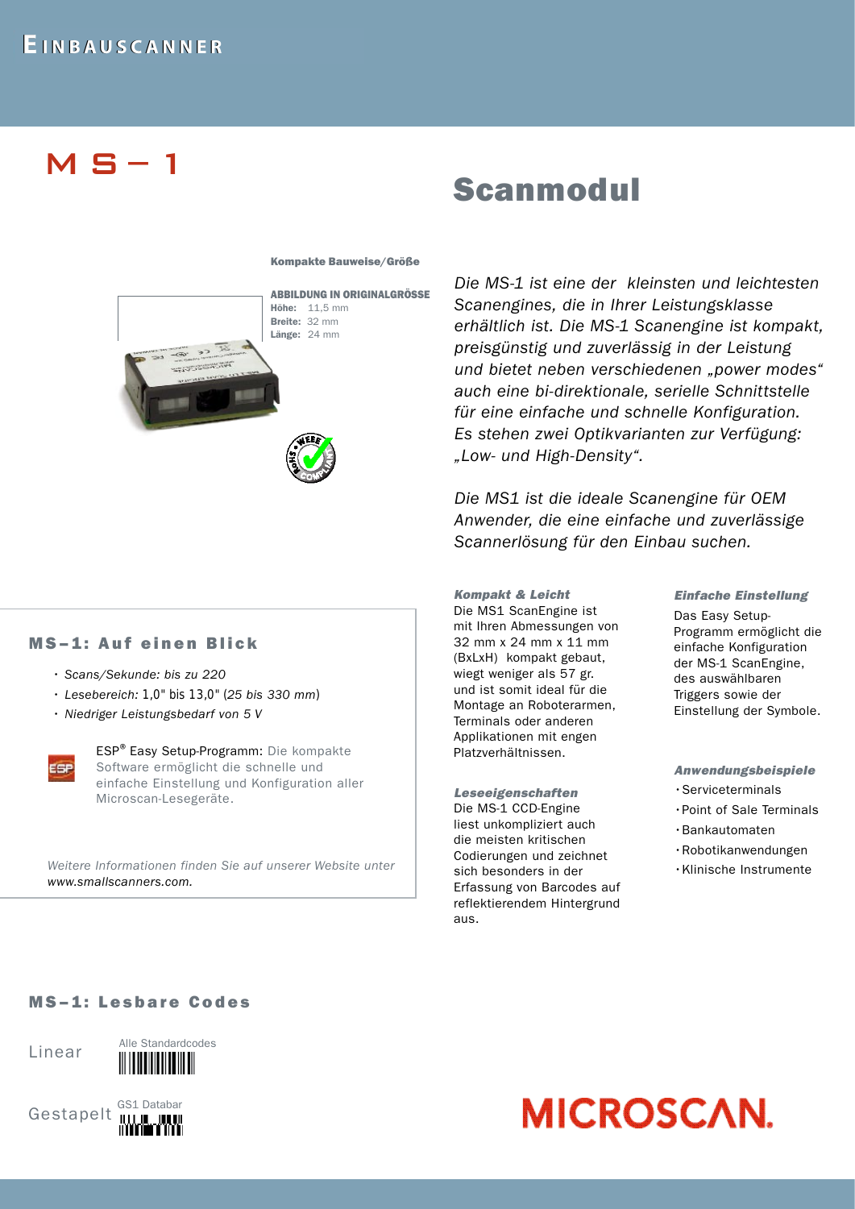EINBAUSCANNER

# MS-1

# Scanmodul

**Kompakte Bauweise/Größe**

**ABBILDUNG IN ORIGINALGRÖSSE**
**Höhe:** 11,5 mm
**Breite:** 32 mm
**Länge:** 24 mm

*Die MS-1 ist eine der kleinsten und leichtesten Scanengines, die in Ihrer Leistungsklasse erhältlich ist. Die MS-1 Scanengine ist kompakt, preisgünstig und zuverlässig in der Leistung und bietet neben verschiedenen „power modes" auch eine bi-direktionale, serielle Schnittstelle für eine einfache und schnelle Konfiguration. Es stehen zwei Optikvarianten zur Verfügung: „Low- und High-Density".*

*Die MS1 ist die ideale Scanengine für OEM Anwender, die eine einfache und zuverlässige Scannerlösung für den Einbau suchen.*

## MS–1: Auf einen Blick

- *Scans/Sekunde: bis zu 220*
- *Lesebereich:* 1,0" bis 13,0" (*25 bis 330 mm*)
- *Niedriger Leistungsbedarf von 5 V*

ESP® Easy Setup-Programm: Die kompakte Software ermöglicht die schnelle und einfache Einstellung und Konfiguration aller Microscan-Lesegeräte.

*Weitere Informationen finden Sie auf unserer Website unter* *www.smallscanners.com.*

### *Kompakt & Leicht*

Die MS1 ScanEngine ist mit Ihren Abmessungen von 32 mm x 24 mm x 11 mm (BxLxH) kompakt gebaut, wiegt weniger als 57 gr. und ist somit ideal für die Montage an Roboterarmen, Terminals oder anderen Applikationen mit engen Platzverhältnissen.

### *Leseeigenschaften*

Die MS-1 CCD-Engine liest unkompliziert auch die meisten kritischen Codierungen und zeichnet sich besonders in der Erfassung von Barcodes auf reflektierendem Hintergrund aus.

### *Einfache Einstellung*

Das Easy Setup-Programm ermöglicht die einfache Konfiguration der MS-1 ScanEngine, des auswählbaren Triggers sowie der Einstellung der Symbole.

### *Anwendungsbeispiele*

- Serviceterminals
- Point of Sale Terminals
- Bankautomaten
- Robotikanwendungen
- Klinische Instrumente

## MS–1: Lesbare Codes

Linear — Alle Standardcodes

Gestapelt — GS1 Databar

MICROSCAN.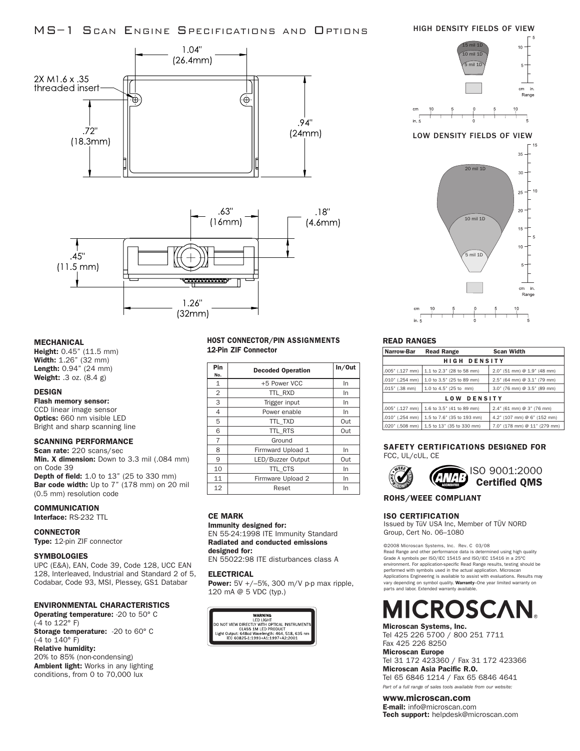# MS–1 Scan Engine Specifications and Options

1.04"
(26.4mm)

2X M1.6 x .35
threaded insert

.72"
(18.3mm)

.94"
(24mm)

.63"
(16mm)

.18"
(4.6mm)

.45"
(11.5 mm)

1.26"
(32mm)

HIGH DENSITY FIELDS OF VIEW

15 mil 1D
10 mil 1D
5 mil 1D

cm in.
Range

LOW DENSITY FIELDS OF VIEW

20 mil 1D
10 mil 1D
5 mil 1D

cm in.
Range

### MECHANICAL

**Height:** 0.45" (11.5 mm)
**Width:** 1.26" (32 mm)
**Length:** 0.94" (24 mm)
**Weight:** .3 oz. (8.4 g)

### DESIGN

**Flash memory sensor:**
CCD linear image sensor
**Optics:** 660 nm visible LED
Bright and sharp scanning line

### SCANNING PERFORMANCE

**Scan rate:** 220 scans/sec
**Min. X dimension:** Down to 3.3 mil (.084 mm) on Code 39
**Depth of field:** 1.0 to 13" (25 to 330 mm)
**Bar code width:** Up to 7" (178 mm) on 20 mil (0.5 mm) resolution code

### COMMUNICATION

**Interface:** RS-232 TTL

### CONNECTOR

**Type:** 12-pin ZIF connector

### SYMBOLOGIES

UPC (E&A), EAN, Code 39, Code 128, UCC EAN 128, Interleaved, Industrial and Standard 2 of 5, Codabar, Code 93, MSI, Plessey, GS1 Databar

### ENVIRONMENTAL CHARACTERISTICS

**Operating temperature:** -20 to 50° C (-4 to 122° F)
**Storage temperature:** -20 to 60° C (-4 to 140° F)
**Relative humidity:**
20% to 85% (non-condensing)
**Ambient light:** Works in any lighting conditions, from 0 to 70,000 lux

### HOST CONNECTOR/PIN ASSIGNMENTS

**12-Pin ZIF Connector**

| Pin No. | Decoded Operation | In/Out |
|---|---|---|
| 1 | +5 Power VCC | In |
| 2 | TTL_RXD | In |
| 3 | Trigger input | In |
| 4 | Power enable | In |
| 5 | TTL_TXD | Out |
| 6 | TTL_RTS | Out |
| 7 | Ground | |
| 8 | Firmward Upload 1 | In |
| 9 | LED/Buzzer Output | Out |
| 10 | TTL_CTS | In |
| 11 | Firmware Upload 2 | In |
| 12 | Reset | In |

### CE MARK

**Immunity designed for:**
EN 55-24:1998 ITE Immunity Standard
**Radiated and conducted emissions designed for:**
EN 55022:98 ITE disturbances class A

### ELECTRICAL

**Power:** 5V +/–5%, 300 m/V p-p max ripple, 120 mA @ 5 VDC (typ.)

WARNING
LED LIGHT
DO NOT VIEW DIRECTLY WITH OPTICAL INSTRUMENTS
CLASS 1M LED PRODUCT
Light Output: 648cd Wavelength: 464, 518, 635 nm
IEC 60825-1:1993+A1:1997+A2:2001

### READ RANGES

| Narrow-Bar | Read Range | Scan Width |
|---|---|---|
| **HIGH DENSITY** | | |
| .005" (.127 mm) | 1.1 to 2.3" (28 to 58 mm) | 2.0" (51 mm) @ 1.9" (48 mm) |
| .010" (.254 mm) | 1.0 to 3.5" (25 to 89 mm) | 2.5" (64 mm) @ 3.1" (79 mm) |
| .015" (.38 mm) | 1.0 to 4.5" (25 to mm) | 3.0" (76 mm) @ 3.5" (89 mm) |
| **LOW DENSITY** | | |
| .005" (.127 mm) | 1.6 to 3.5" (41 to 89 mm) | 2.4" (61 mm) @ 3" (76 mm) |
| .010" (.254 mm) | 1.5 to 7.6" (35 to 193 mm) | 4.2" (107 mm) @ 6" (152 mm) |
| .020" (.508 mm) | 1.5 to 13" (35 to 330 mm) | 7.0" (178 mm) @ 11" (279 mm) |

### SAFETY CERTIFICATIONS DESIGNED FOR

FCC, UL/cUL, CE

ISO 9001:2000
**Certified QMS**

### ROHS/WEEE COMPLIANT

### ISO CERTIFICATION

Issued by TüV USA Inc, Member of TÜV NORD Group, Cert No. 06–1080

©2008 Microscan Systems, Inc. Rev. C 03/08
Read Range and other performance data is determined using high quality Grade A symbols per ISO/IEC 15415 and ISO/IEC 15416 in a 25°C environment. For application-specific Read Range results, testing should be performed with symbols used in the actual application. Microscan Applications Engineering is available to assist with evaluations. Results may vary depending on symbol quality. **Warranty**–One year limited warranty on parts and labor. Extended warranty available.

**MICROSCAN**

**Microscan Systems, Inc.**
Tel 425 226 5700 / 800 251 7711
Fax 425 226 8250
**Microscan Europe**
Tel 31 172 423360 / Fax 31 172 423366
**Microscan Asia Pacific R.O.**
Tel 65 6846 1214 / Fax 65 6846 4641

*Part of a full range of sales tools available from our website:*

**www.microscan.com**
**E-mail:** info@microscan.com
**Tech support:** helpdesk@microscan.com